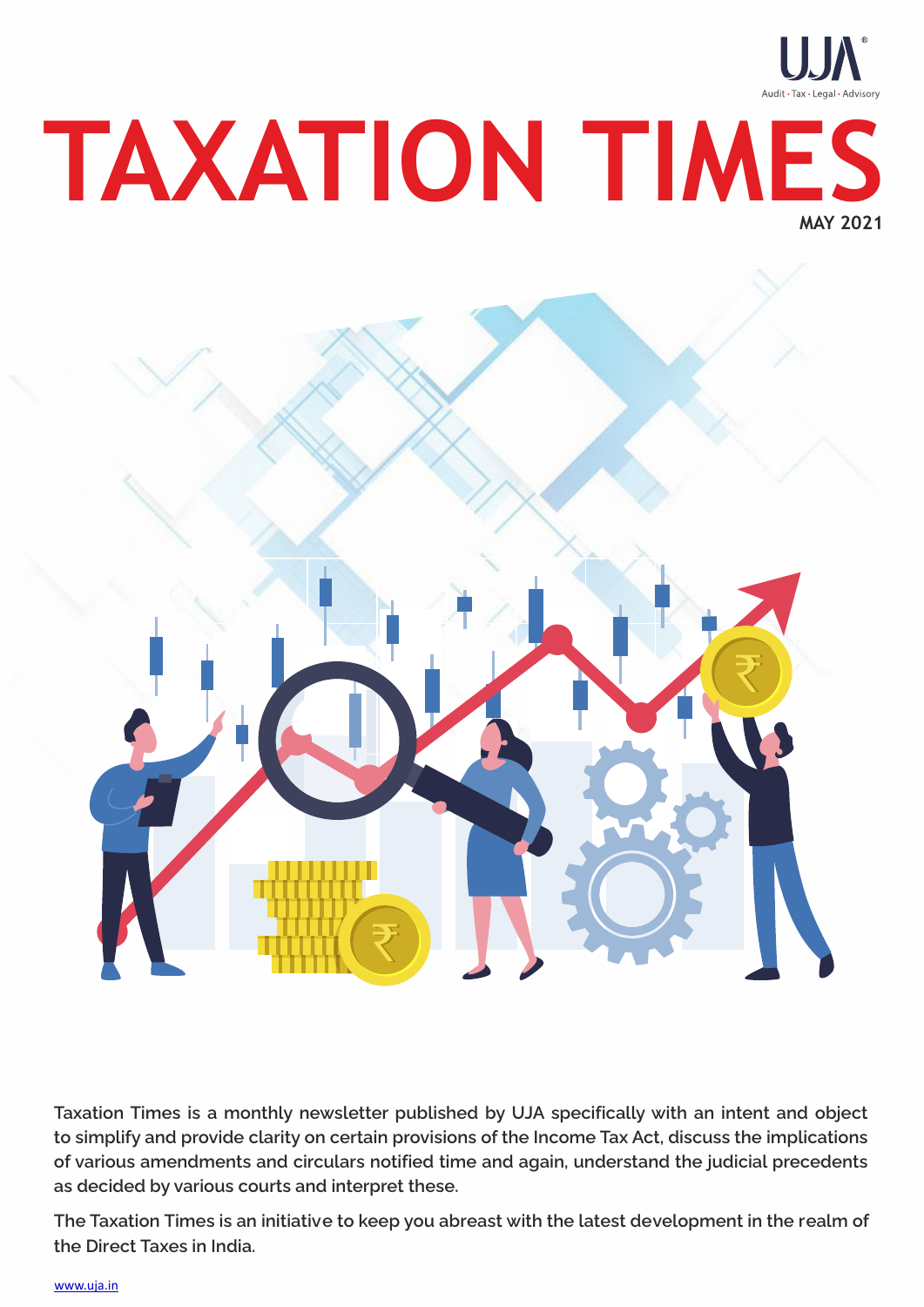UJA
Audit · Tax · Legal · Advisory

# TAXATION TIMES

**MAY 2021**

Taxation Times is a monthly newsletter published by UJA specifically with an intent and object to simplify and provide clarity on certain provisions of the Income Tax Act, discuss the implications of various amendments and circulars notified time and again, understand the judicial precedents as decided by various courts and interpret these.

The Taxation Times is an initiative to keep you abreast with the latest development in the realm of the Direct Taxes in India.

www.uja.in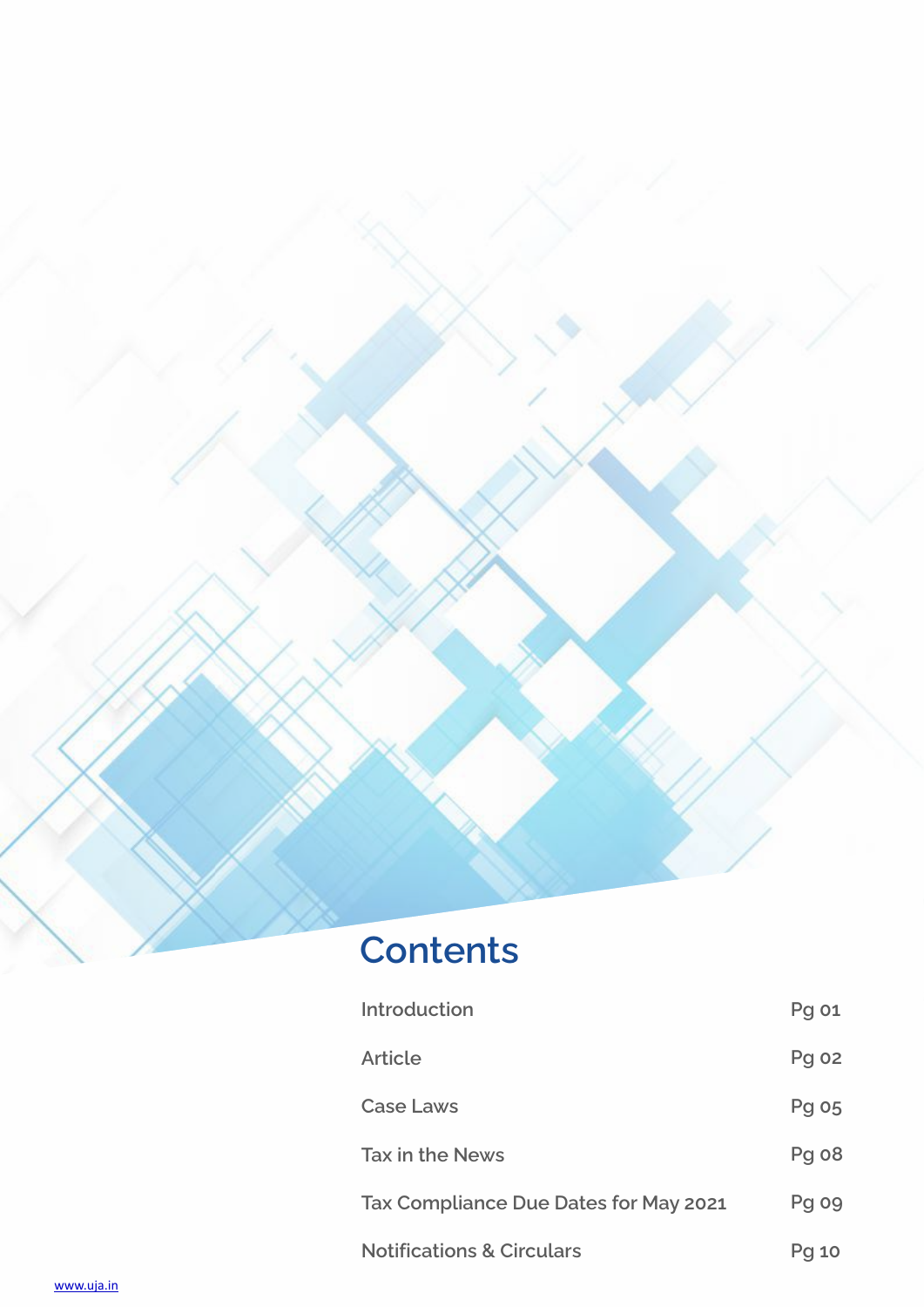# Contents

| | |
|---|---|
| Introduction | Pg 01 |
| Article | Pg 02 |
| Case Laws | Pg 05 |
| Tax in the News | Pg 08 |
| Tax Compliance Due Dates for May 2021 | Pg 09 |
| Notifications & Circulars | Pg 10 |

www.uja.in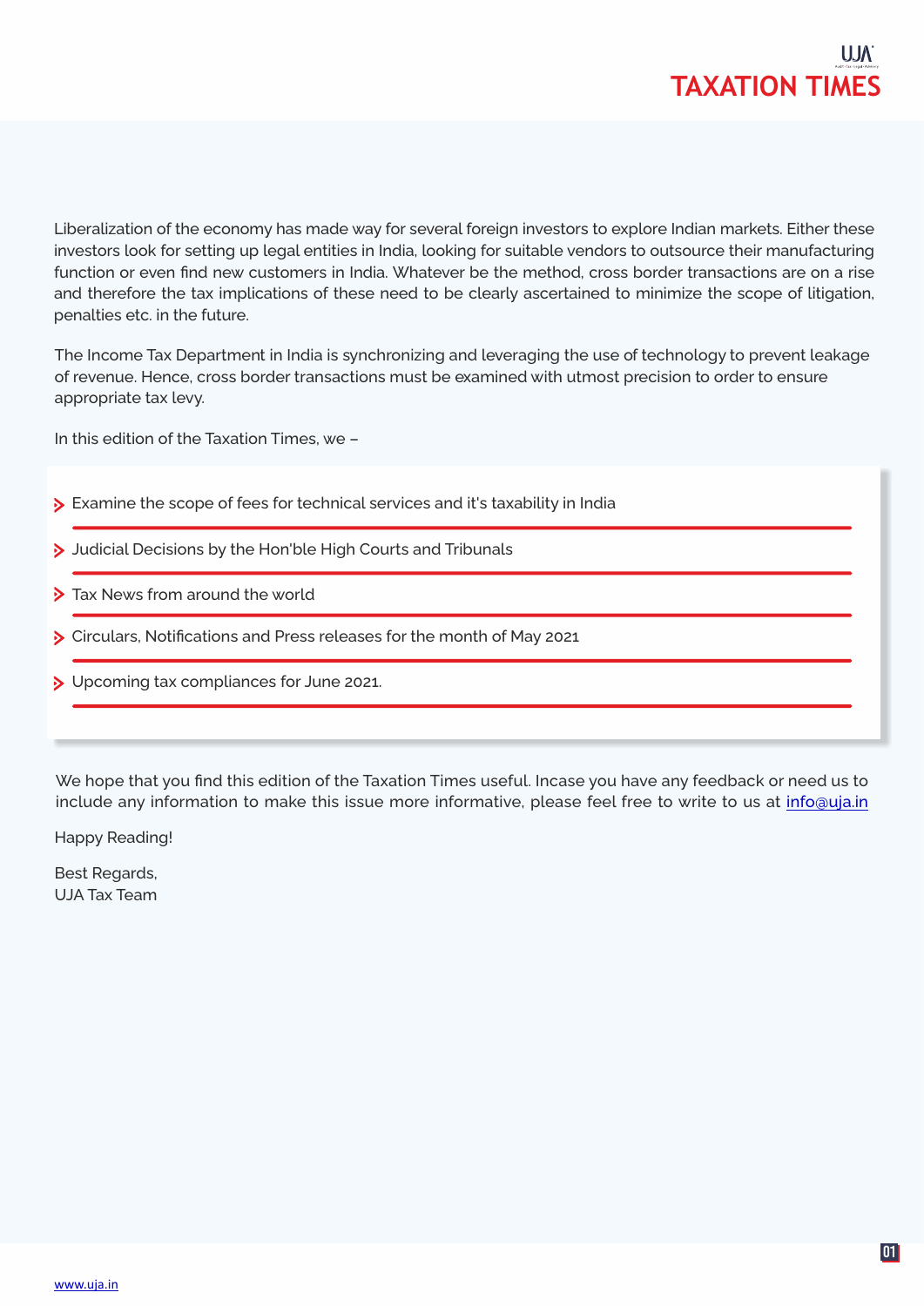Liberalization of the economy has made way for several foreign investors to explore Indian markets. Either these investors look for setting up legal entities in India, looking for suitable vendors to outsource their manufacturing function or even find new customers in India. Whatever be the method, cross border transactions are on a rise and therefore the tax implications of these need to be clearly ascertained to minimize the scope of litigation, penalties etc. in the future.

The Income Tax Department in India is synchronizing and leveraging the use of technology to prevent leakage of revenue. Hence, cross border transactions must be examined with utmost precision to order to ensure appropriate tax levy.

In this edition of the Taxation Times, we –

- Examine the scope of fees for technical services and it's taxability in India
- Judicial Decisions by the Hon'ble High Courts and Tribunals
- Tax News from around the world
- Circulars, Notifications and Press releases for the month of May 2021
- Upcoming tax compliances for June 2021.

We hope that you find this edition of the Taxation Times useful. Incase you have any feedback or need us to include any information to make this issue more informative, please feel free to write to us at info@uja.in

Happy Reading!

Best Regards,
UJA Tax Team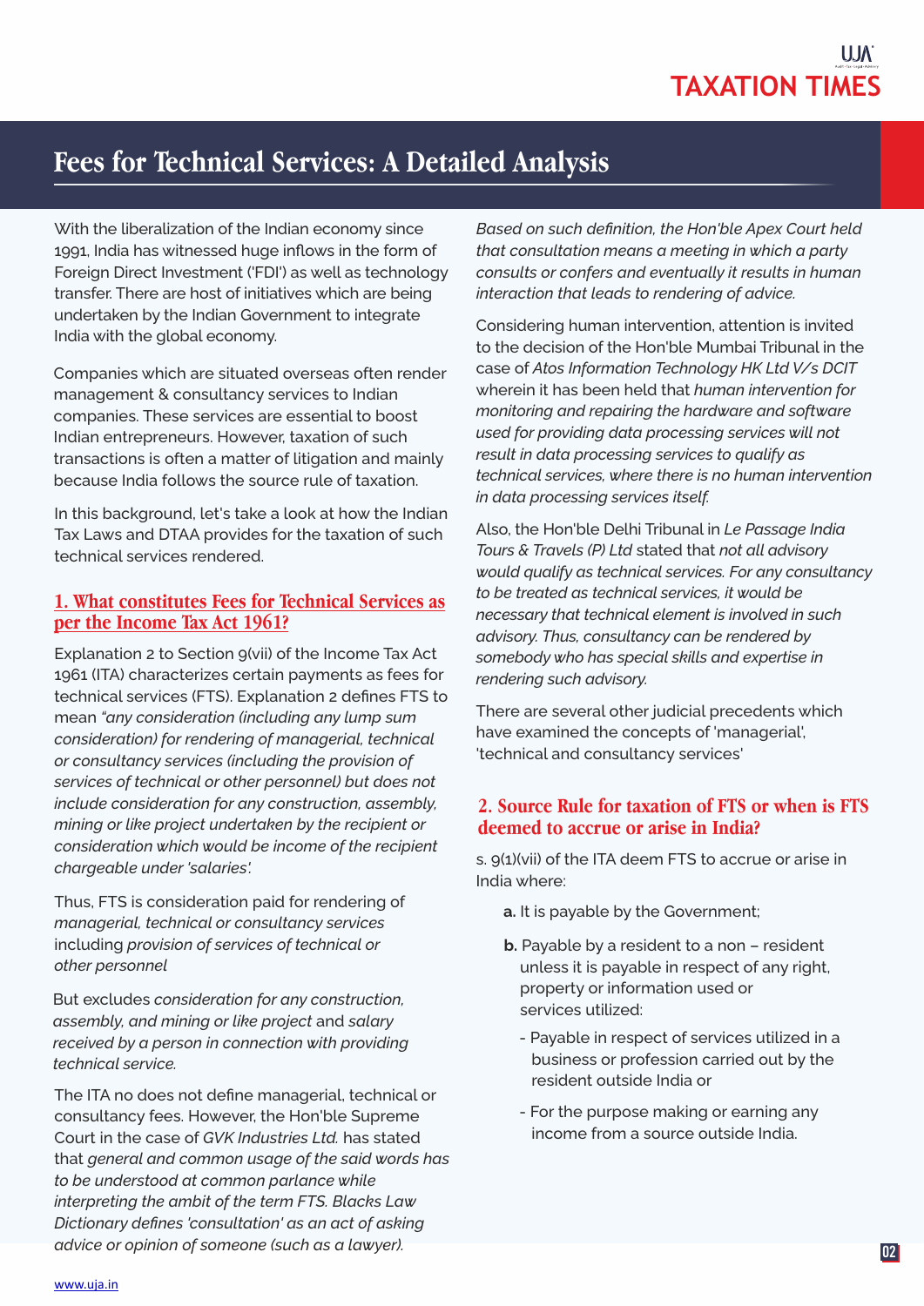# Fees for Technical Services: A Detailed Analysis

With the liberalization of the Indian economy since 1991, India has witnessed huge inflows in the form of Foreign Direct Investment ('FDI') as well as technology transfer. There are host of initiatives which are being undertaken by the Indian Government to integrate India with the global economy.

Companies which are situated overseas often render management & consultancy services to Indian companies. These services are essential to boost Indian entrepreneurs. However, taxation of such transactions is often a matter of litigation and mainly because India follows the source rule of taxation.

In this background, let's take a look at how the Indian Tax Laws and DTAA provides for the taxation of such technical services rendered.

## 1. What constitutes Fees for Technical Services as per the Income Tax Act 1961?

Explanation 2 to Section 9(vii) of the Income Tax Act 1961 (ITA) characterizes certain payments as fees for technical services (FTS). Explanation 2 defines FTS to mean *"any consideration (including any lump sum consideration) for rendering of managerial, technical or consultancy services (including the provision of services of technical or other personnel) but does not include consideration for any construction, assembly, mining or like project undertaken by the recipient or consideration which would be income of the recipient chargeable under 'salaries'.*

Thus, FTS is consideration paid for rendering of *managerial, technical or consultancy services* including *provision of services of technical or other personnel*

But excludes *consideration for any construction, assembly, and mining or like project* and *salary received by a person in connection with providing technical service.*

The ITA no does not define managerial, technical or consultancy fees. However, the Hon'ble Supreme Court in the case of *GVK Industries Ltd.* has stated that *general and common usage of the said words has to be understood at common parlance while interpreting the ambit of the term FTS. Blacks Law Dictionary defines 'consultation' as an act of asking advice or opinion of someone (such as a lawyer). Based on such definition, the Hon'ble Apex Court held that consultation means a meeting in which a party consults or confers and eventually it results in human interaction that leads to rendering of advice.*

Considering human intervention, attention is invited to the decision of the Hon'ble Mumbai Tribunal in the case of *Atos Information Technology HK Ltd V/s DCIT* wherein it has been held that *human intervention for monitoring and repairing the hardware and software used for providing data processing services will not result in data processing services to qualify as technical services, where there is no human intervention in data processing services itself.*

Also, the Hon'ble Delhi Tribunal in *Le Passage India Tours & Travels (P) Ltd* stated that *not all advisory would qualify as technical services. For any consultancy to be treated as technical services, it would be necessary that technical element is involved in such advisory. Thus, consultancy can be rendered by somebody who has special skills and expertise in rendering such advisory.*

There are several other judicial precedents which have examined the concepts of 'managerial', 'technical and consultancy services'

## 2. Source Rule for taxation of FTS or when is FTS deemed to accrue or arise in India?

s. 9(1)(vii) of the ITA deem FTS to accrue or arise in India where:

**a.** It is payable by the Government;

**b.** Payable by a resident to a non – resident unless it is payable in respect of any right, property or information used or services utilized:

- Payable in respect of services utilized in a business or profession carried out by the resident outside India or
- For the purpose making or earning any income from a source outside India.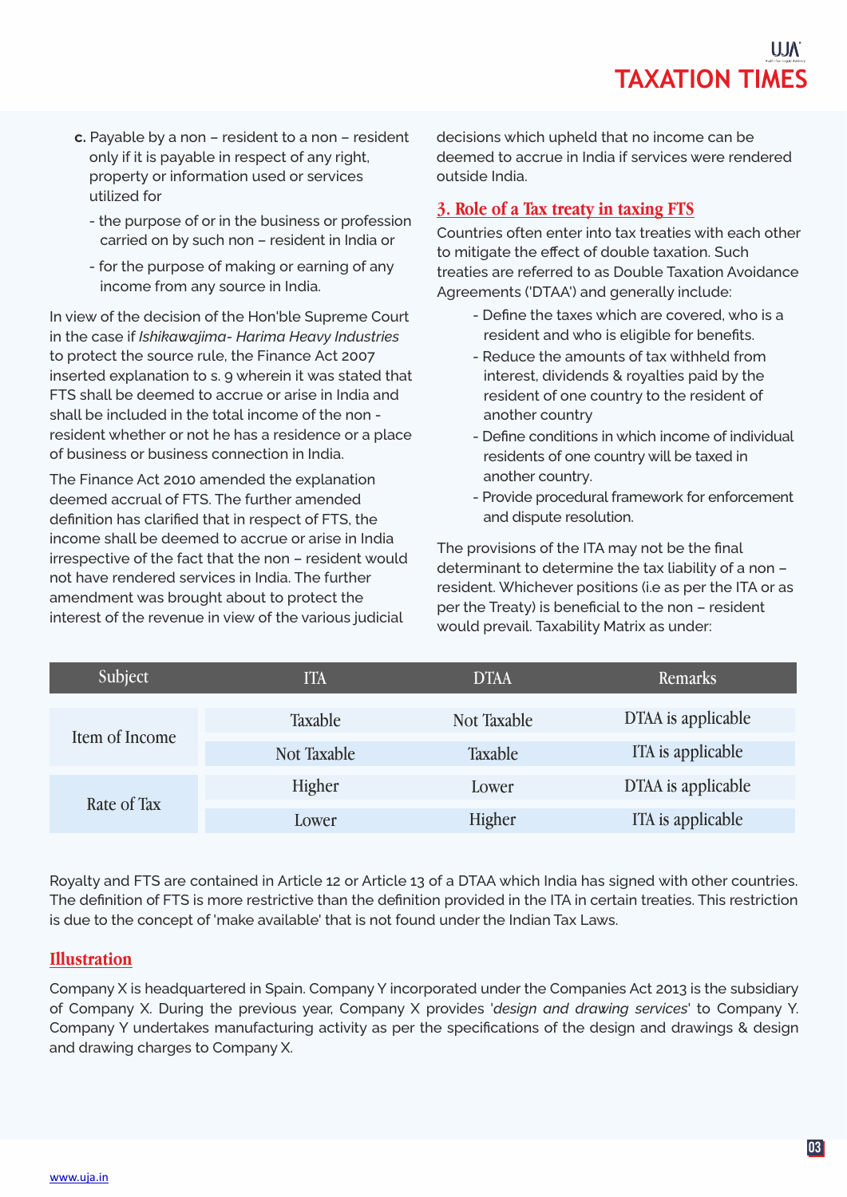**c.** Payable by a non – resident to a non – resident only if it is payable in respect of any right, property or information used or services utilized for

- the purpose of or in the business or profession carried on by such non – resident in India or
- for the purpose of making or earning of any income from any source in India.

In view of the decision of the Hon'ble Supreme Court in the case if *Ishikawajima- Harima Heavy Industries* to protect the source rule, the Finance Act 2007 inserted explanation to s. 9 wherein it was stated that FTS shall be deemed to accrue or arise in India and shall be included in the total income of the non - resident whether or not he has a residence or a place of business or business connection in India.

The Finance Act 2010 amended the explanation deemed accrual of FTS. The further amended definition has clarified that in respect of FTS, the income shall be deemed to accrue or arise in India irrespective of the fact that the non – resident would not have rendered services in India. The further amendment was brought about to protect the interest of the revenue in view of the various judicial decisions which upheld that no income can be deemed to accrue in India if services were rendered outside India.

## 3. Role of a Tax treaty in taxing FTS

Countries often enter into tax treaties with each other to mitigate the effect of double taxation. Such treaties are referred to as Double Taxation Avoidance Agreements ('DTAA') and generally include:

- Define the taxes which are covered, who is a resident and who is eligible for benefits.
- Reduce the amounts of tax withheld from interest, dividends & royalties paid by the resident of one country to the resident of another country
- Define conditions in which income of individual residents of one country will be taxed in another country.
- Provide procedural framework for enforcement and dispute resolution.

The provisions of the ITA may not be the final determinant to determine the tax liability of a non – resident. Whichever positions (i.e as per the ITA or as per the Treaty) is beneficial to the non – resident would prevail. Taxability Matrix as under:

| Subject | ITA | DTAA | Remarks |
|---|---|---|---|
| Item of Income | Taxable | Not Taxable | DTAA is applicable |
| | Not Taxable | Taxable | ITA is applicable |
| Rate of Tax | Higher | Lower | DTAA is applicable |
| | Lower | Higher | ITA is applicable |

Royalty and FTS are contained in Article 12 or Article 13 of a DTAA which India has signed with other countries. The definition of FTS is more restrictive than the definition provided in the ITA in certain treaties. This restriction is due to the concept of 'make available' that is not found under the Indian Tax Laws.

## Illustration

Company X is headquartered in Spain. Company Y incorporated under the Companies Act 2013 is the subsidiary of Company X. During the previous year, Company X provides '*design and drawing services*' to Company Y. Company Y undertakes manufacturing activity as per the specifications of the design and drawings & design and drawing charges to Company X.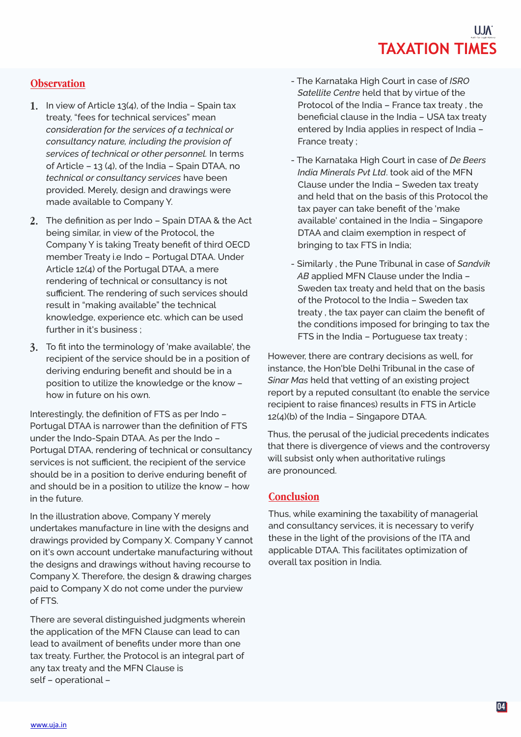## Observation

1. In view of Article 13(4), of the India – Spain tax treaty, "fees for technical services" mean *consideration for the services of a technical or consultancy nature, including the provision of services of technical or other personnel.* In terms of Article – 13 (4), of the India – Spain DTAA, no *technical or consultancy services* have been provided. Merely, design and drawings were made available to Company Y.

2. The definition as per Indo – Spain DTAA & the Act being similar, in view of the Protocol, the Company Y is taking Treaty benefit of third OECD member Treaty i.e Indo – Portugal DTAA. Under Article 12(4) of the Portugal DTAA, a mere rendering of technical or consultancy is not sufficient. The rendering of such services should result in "making available" the technical knowledge, experience etc. which can be used further in it's business ;

3. To fit into the terminology of 'make available', the recipient of the service should be in a position of deriving enduring benefit and should be in a position to utilize the knowledge or the know – how in future on his own.

Interestingly, the definition of FTS as per Indo – Portugal DTAA is narrower than the definition of FTS under the Indo-Spain DTAA. As per the Indo – Portugal DTAA, rendering of technical or consultancy services is not sufficient, the recipient of the service should be in a position to derive enduring benefit of and should be in a position to utilize the know – how in the future.

In the illustration above, Company Y merely undertakes manufacture in line with the designs and drawings provided by Company X. Company Y cannot on it's own account undertake manufacturing without the designs and drawings without having recourse to Company X. Therefore, the design & drawing charges paid to Company X do not come under the purview of FTS.

There are several distinguished judgments wherein the application of the MFN Clause can lead to can lead to availment of benefits under more than one tax treaty. Further, the Protocol is an integral part of any tax treaty and the MFN Clause is self – operational –

- The Karnataka High Court in case of *ISRO Satellite Centre* held that by virtue of the Protocol of the India – France tax treaty , the beneficial clause in the India – USA tax treaty entered by India applies in respect of India – France treaty ;

- The Karnataka High Court in case of *De Beers India Minerals Pvt Ltd*. took aid of the MFN Clause under the India – Sweden tax treaty and held that on the basis of this Protocol the tax payer can take benefit of the 'make available' contained in the India – Singapore DTAA and claim exemption in respect of bringing to tax FTS in India;

- Similarly , the Pune Tribunal in case of *Sandvik AB* applied MFN Clause under the India – Sweden tax treaty and held that on the basis of the Protocol to the India – Sweden tax treaty , the tax payer can claim the benefit of the conditions imposed for bringing to tax the FTS in the India – Portuguese tax treaty ;

However, there are contrary decisions as well, for instance, the Hon'ble Delhi Tribunal in the case of *Sinar Mas* held that vetting of an existing project report by a reputed consultant (to enable the service recipient to raise finances) results in FTS in Article 12(4)(b) of the India – Singapore DTAA.

Thus, the perusal of the judicial precedents indicates that there is divergence of views and the controversy will subsist only when authoritative rulings are pronounced.

## Conclusion

Thus, while examining the taxability of managerial and consultancy services, it is necessary to verify these in the light of the provisions of the ITA and applicable DTAA. This facilitates optimization of overall tax position in India.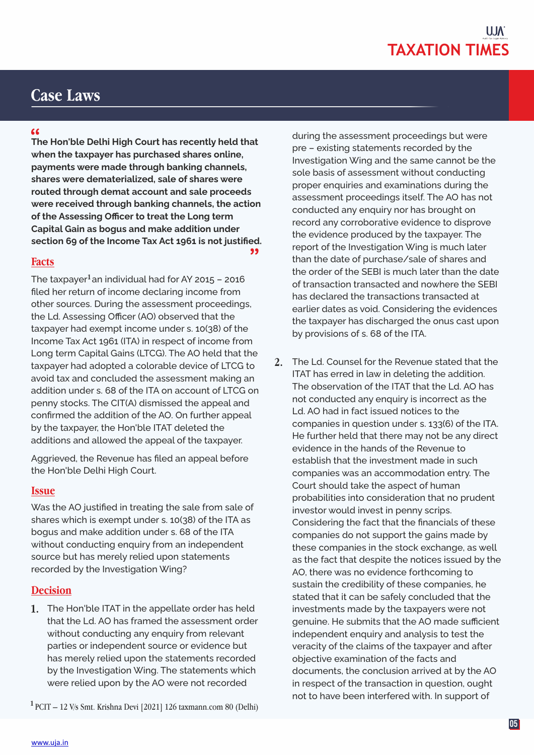## Case Laws

> **The Hon'ble Delhi High Court has recently held that when the taxpayer has purchased shares online, payments were made through banking channels, shares were dematerialized, sale of shares were routed through demat account and sale proceeds were received through banking channels, the action of the Assessing Officer to treat the Long term Capital Gain as bogus and make addition under section 69 of the Income Tax Act 1961 is not justified.**

### Facts

The taxpayer[1] an individual had for AY 2015 – 2016 filed her return of income declaring income from other sources. During the assessment proceedings, the Ld. Assessing Officer (AO) observed that the taxpayer had exempt income under s. 10(38) of the Income Tax Act 1961 (ITA) in respect of income from Long term Capital Gains (LTCG). The AO held that the taxpayer had adopted a colorable device of LTCG to avoid tax and concluded the assessment making an addition under s. 68 of the ITA on account of LTCG on penny stocks. The CIT(A) dismissed the appeal and confirmed the addition of the AO. On further appeal by the taxpayer, the Hon'ble ITAT deleted the additions and allowed the appeal of the taxpayer.

Aggrieved, the Revenue has filed an appeal before the Hon'ble Delhi High Court.

### Issue

Was the AO justified in treating the sale from sale of shares which is exempt under s. 10(38) of the ITA as bogus and make addition under s. 68 of the ITA without conducting enquiry from an independent source but has merely relied upon statements recorded by the Investigation Wing?

### Decision

1. The Hon'ble ITAT in the appellate order has held that the Ld. AO has framed the assessment order without conducting any enquiry from relevant parties or independent source or evidence but has merely relied upon the statements recorded by the Investigation Wing. The statements which were relied upon by the AO were not recorded during the assessment proceedings but were pre – existing statements recorded by the Investigation Wing and the same cannot be the sole basis of assessment without conducting proper enquiries and examinations during the assessment proceedings itself. The AO has not conducted any enquiry nor has brought on record any corroborative evidence to disprove the evidence produced by the taxpayer. The report of the Investigation Wing is much later than the date of purchase/sale of shares and the order of the SEBI is much later than the date of transaction transacted and nowhere the SEBI has declared the transactions transacted at earlier dates as void. Considering the evidences the taxpayer has discharged the onus cast upon by provisions of s. 68 of the ITA.

2. The Ld. Counsel for the Revenue stated that the ITAT has erred in law in deleting the addition. The observation of the ITAT that the Ld. AO has not conducted any enquiry is incorrect as the Ld. AO had in fact issued notices to the companies in question under s. 133(6) of the ITA. He further held that there may not be any direct evidence in the hands of the Revenue to establish that the investment made in such companies was an accommodation entry. The Court should take the aspect of human probabilities into consideration that no prudent investor would invest in penny scrips. Considering the fact that the financials of these companies do not support the gains made by these companies in the stock exchange, as well as the fact that despite the notices issued by the AO, there was no evidence forthcoming to sustain the credibility of these companies, he stated that it can be safely concluded that the investments made by the taxpayers were not genuine. He submits that the AO made sufficient independent enquiry and analysis to test the veracity of the claims of the taxpayer and after objective examination of the facts and documents, the conclusion arrived at by the AO in respect of the transaction in question, ought not to have been interfered with. In support of

---

[1] PCIT – 12 V/s Smt. Krishna Devi [2021] 126 taxmann.com 80 (Delhi)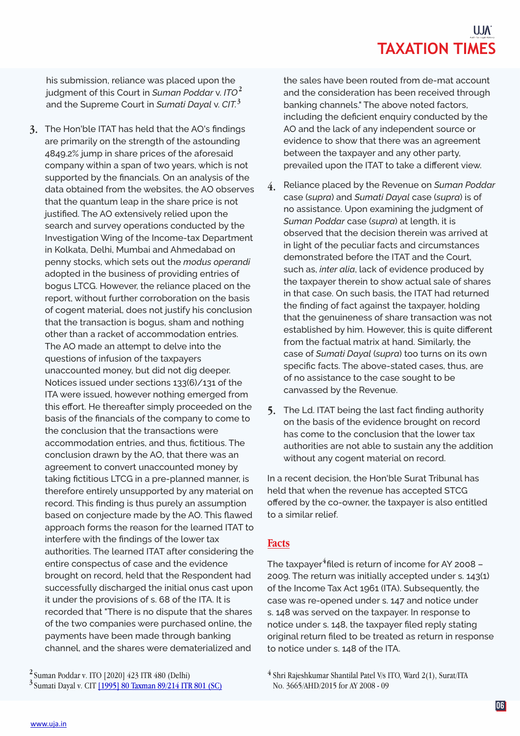his submission, reliance was placed upon the judgment of this Court in *Suman Poddar* v. *ITO*[2] and the Supreme Court in *Sumati Dayal* v. *CIT*.[3]

3. The Hon'ble ITAT has held that the AO's findings are primarily on the strength of the astounding 4849.2% jump in share prices of the aforesaid company within a span of two years, which is not supported by the financials. On an analysis of the data obtained from the websites, the AO observes that the quantum leap in the share price is not justified. The AO extensively relied upon the search and survey operations conducted by the Investigation Wing of the Income-tax Department in Kolkata, Delhi, Mumbai and Ahmedabad on penny stocks, which sets out the *modus operandi* adopted in the business of providing entries of bogus LTCG. However, the reliance placed on the report, without further corroboration on the basis of cogent material, does not justify his conclusion that the transaction is bogus, sham and nothing other than a racket of accommodation entries. The AO made an attempt to delve into the questions of infusion of the taxpayers unaccounted money, but did not dig deeper. Notices issued under sections 133(6)/131 of the ITA were issued, however nothing emerged from this effort. He thereafter simply proceeded on the basis of the financials of the company to come to the conclusion that the transactions were accommodation entries, and thus, fictitious. The conclusion drawn by the AO, that there was an agreement to convert unaccounted money by taking fictitious LTCG in a pre-planned manner, is therefore entirely unsupported by any material on record. This finding is thus purely an assumption based on conjecture made by the AO. This flawed approach forms the reason for the learned ITAT to interfere with the findings of the lower tax authorities. The learned ITAT after considering the entire conspectus of case and the evidence brought on record, held that the Respondent had successfully discharged the initial onus cast upon it under the provisions of s. 68 of the ITA. It is recorded that "There is no dispute that the shares of the two companies were purchased online, the payments have been made through banking channel, and the shares were dematerialized and the sales have been routed from de-mat account and the consideration has been received through banking channels." The above noted factors, including the deficient enquiry conducted by the AO and the lack of any independent source or evidence to show that there was an agreement between the taxpayer and any other party, prevailed upon the ITAT to take a different view.

4. Reliance placed by the Revenue on *Suman Poddar* case (*supra*) and *Sumati Dayal* case (*supra*) is of no assistance. Upon examining the judgment of *Suman Poddar* case (*supra*) at length, it is observed that the decision therein was arrived at in light of the peculiar facts and circumstances demonstrated before the ITAT and the Court, such as, *inter alia*, lack of evidence produced by the taxpayer therein to show actual sale of shares in that case. On such basis, the ITAT had returned the finding of fact against the taxpayer, holding that the genuineness of share transaction was not established by him. However, this is quite different from the factual matrix at hand. Similarly, the case of *Sumati Dayal* (*supra*) too turns on its own specific facts. The above-stated cases, thus, are of no assistance to the case sought to be canvassed by the Revenue.

5. The Ld. ITAT being the last fact finding authority on the basis of the evidence brought on record has come to the conclusion that the lower tax authorities are not able to sustain any the addition without any cogent material on record.

In a recent decision, the Hon'ble Surat Tribunal has held that when the revenue has accepted STCG offered by the co-owner, the taxpayer is also entitled to a similar relief.

## Facts

The taxpayer[4] filed is return of income for AY 2008 – 2009. The return was initially accepted under s. 143(1) of the Income Tax Act 1961 (ITA). Subsequently, the case was re-opened under s. 147 and notice under s. 148 was served on the taxpayer. In response to notice under s. 148, the taxpayer filed reply stating original return filed to be treated as return in response to notice under s. 148 of the ITA.

---

[2] Suman Poddar v. ITO [2020] 423 ITR 480 (Delhi)

[3] Sumati Dayal v. CIT [1995] 80 Taxman 89/214 ITR 801 (SC)

[4] Shri Rajeshkumar Shantilal Patel V/s ITO, Ward 2(1), Surat/ITA No. 3665/AHD/2015 for AY 2008 - 09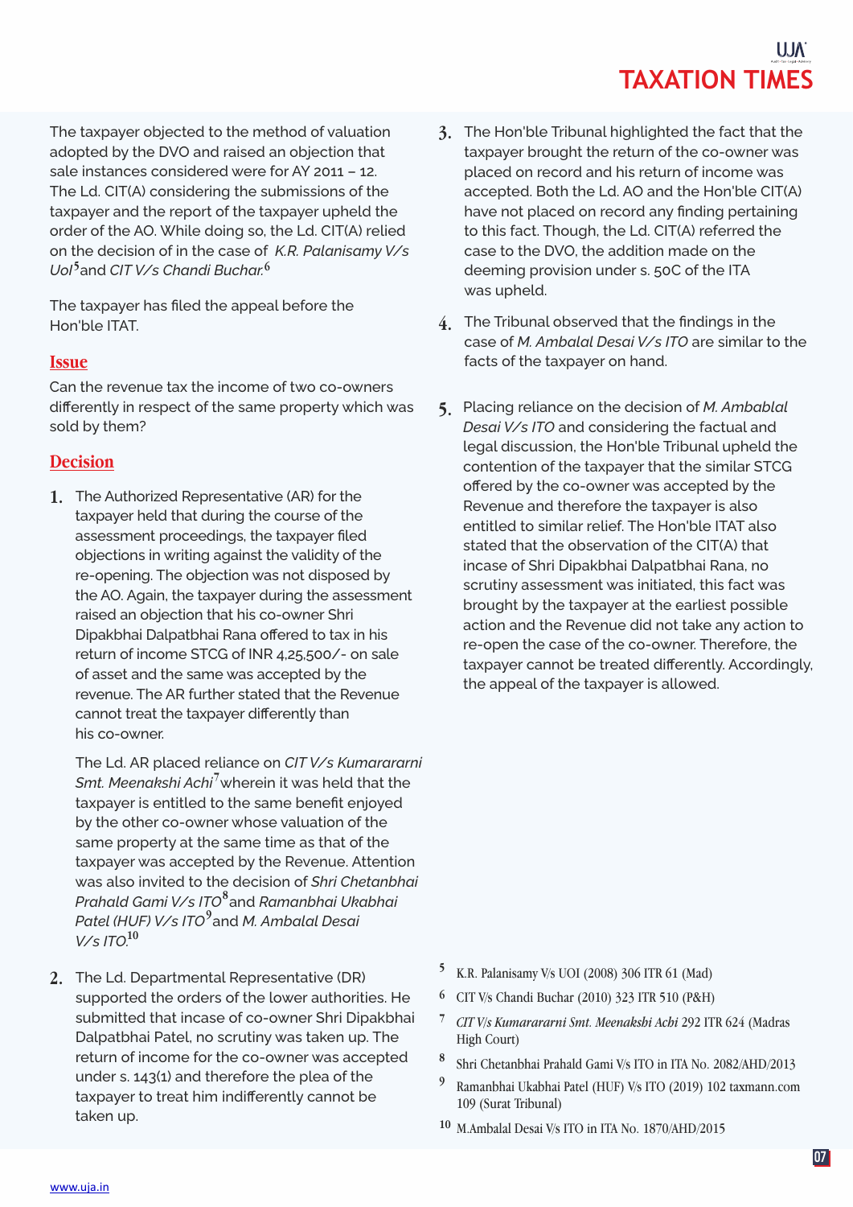The taxpayer objected to the method of valuation adopted by the DVO and raised an objection that sale instances considered were for AY 2011 – 12. The Ld. CIT(A) considering the submissions of the taxpayer and the report of the taxpayer upheld the order of the AO. While doing so, the Ld. CIT(A) relied on the decision of in the case of *K.R. Palanisamy V/s UoI*[5] and *CIT V/s Chandi Buchar.*[6]

The taxpayer has filed the appeal before the Hon'ble ITAT.

## Issue

Can the revenue tax the income of two co-owners differently in respect of the same property which was sold by them?

## Decision

1. The Authorized Representative (AR) for the taxpayer held that during the course of the assessment proceedings, the taxpayer filed objections in writing against the validity of the re-opening. The objection was not disposed by the AO. Again, the taxpayer during the assessment raised an objection that his co-owner Shri Dipakbhai Dalpatbhai Rana offered to tax in his return of income STCG of INR 4,25,500/- on sale of asset and the same was accepted by the revenue. The AR further stated that the Revenue cannot treat the taxpayer differently than his co-owner.

   The Ld. AR placed reliance on *CIT V/s Kumararani Smt. Meenakshi Achi*[7] wherein it was held that the taxpayer is entitled to the same benefit enjoyed by the other co-owner whose valuation of the same property at the same time as that of the taxpayer was accepted by the Revenue. Attention was also invited to the decision of *Shri Chetanbhai Prahald Gami V/s ITO*[8] and *Ramanbhai Ukabhai Patel (HUF) V/s ITO*[9] and *M. Ambalal Desai V/s ITO.*[10]

2. The Ld. Departmental Representative (DR) supported the orders of the lower authorities. He submitted that incase of co-owner Shri Dipakbhai Dalpatbhai Patel, no scrutiny was taken up. The return of income for the co-owner was accepted under s. 143(1) and therefore the plea of the taxpayer to treat him indifferently cannot be taken up.

3. The Hon'ble Tribunal highlighted the fact that the taxpayer brought the return of the co-owner was placed on record and his return of income was accepted. Both the Ld. AO and the Hon'ble CIT(A) have not placed on record any finding pertaining to this fact. Though, the Ld. CIT(A) referred the case to the DVO, the addition made on the deeming provision under s. 50C of the ITA was upheld.

4. The Tribunal observed that the findings in the case of *M. Ambalal Desai V/s ITO* are similar to the facts of the taxpayer on hand.

5. Placing reliance on the decision of *M. Ambablal Desai V/s ITO* and considering the factual and legal discussion, the Hon'ble Tribunal upheld the contention of the taxpayer that the similar STCG offered by the co-owner was accepted by the Revenue and therefore the taxpayer is also entitled to similar relief. The Hon'ble ITAT also stated that the observation of the CIT(A) that incase of Shri Dipakbhai Dalpatbhai Rana, no scrutiny assessment was initiated, this fact was brought by the taxpayer at the earliest possible action and the Revenue did not take any action to re-open the case of the co-owner. Therefore, the taxpayer cannot be treated differently. Accordingly, the appeal of the taxpayer is allowed.

---

[5] K.R. Palanisamy V/s UOI (2008) 306 ITR 61 (Mad)

[6] CIT V/s Chandi Buchar (2010) 323 ITR 510 (P&H)

[7] *CIT V/s Kumararani Smt. Meenakshi Achi* 292 ITR 624 (Madras High Court)

[8] Shri Chetanbhai Prahald Gami V/s ITO in ITA No. 2082/AHD/2013

[9] Ramanbhai Ukabhai Patel (HUF) V/s ITO (2019) 102 taxmann.com 109 (Surat Tribunal)

[10] M.Ambalal Desai V/s ITO in ITA No. 1870/AHD/2015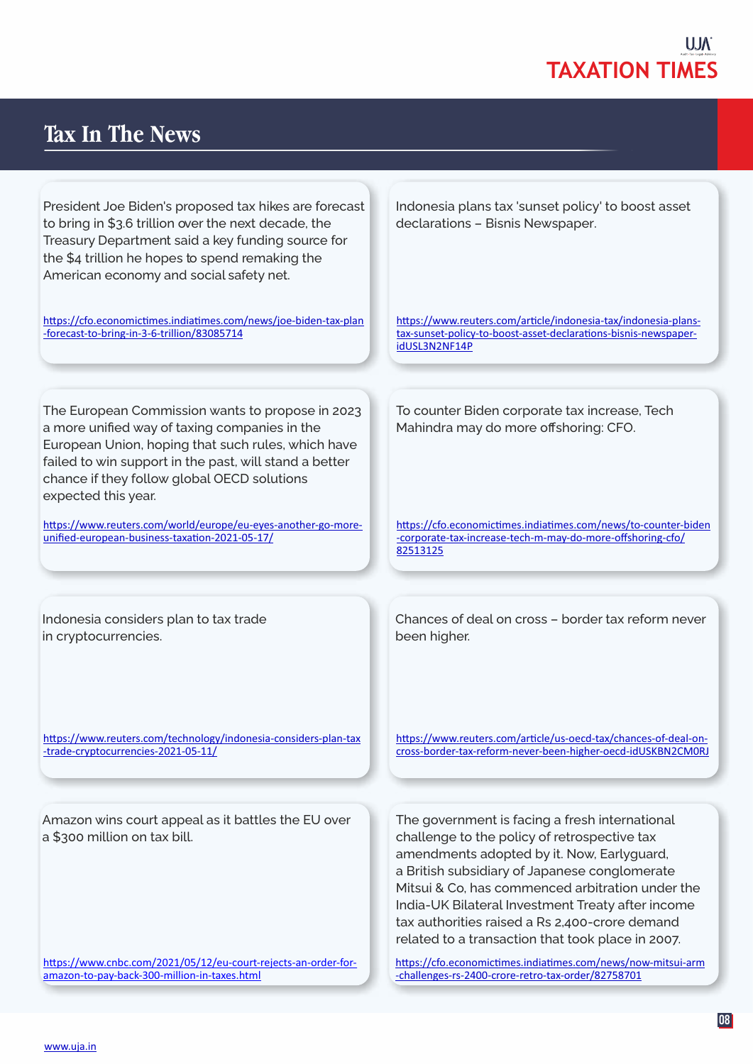## Tax In The News

President Joe Biden's proposed tax hikes are forecast to bring in $3.6 trillion over the next decade, the Treasury Department said a key funding source for the $4 trillion he hopes to spend remaking the American economy and social safety net.

https://cfo.economictimes.indiatimes.com/news/joe-biden-tax-plan-forecast-to-bring-in-3-6-trillion/83085714

Indonesia plans tax 'sunset policy' to boost asset declarations – Bisnis Newspaper.

https://www.reuters.com/article/indonesia-tax/indonesia-plans-tax-sunset-policy-to-boost-asset-declarations-bisnis-newspaper-idUSL3N2NF14P

The European Commission wants to propose in 2023 a more unified way of taxing companies in the European Union, hoping that such rules, which have failed to win support in the past, will stand a better chance if they follow global OECD solutions expected this year.

https://www.reuters.com/world/europe/eu-eyes-another-go-more-unified-european-business-taxation-2021-05-17/

To counter Biden corporate tax increase, Tech Mahindra may do more offshoring: CFO.

https://cfo.economictimes.indiatimes.com/news/to-counter-biden-corporate-tax-increase-tech-m-may-do-more-offshoring-cfo/82513125

Indonesia considers plan to tax trade in cryptocurrencies.

https://www.reuters.com/technology/indonesia-considers-plan-tax-trade-cryptocurrencies-2021-05-11/

Chances of deal on cross – border tax reform never been higher.

https://www.reuters.com/article/us-oecd-tax/chances-of-deal-on-cross-border-tax-reform-never-been-higher-oecd-idUSKBN2CM0RJ

Amazon wins court appeal as it battles the EU over a $300 million on tax bill.

https://www.cnbc.com/2021/05/12/eu-court-rejects-an-order-for-amazon-to-pay-back-300-million-in-taxes.html

The government is facing a fresh international challenge to the policy of retrospective tax amendments adopted by it. Now, Earlyguard, a British subsidiary of Japanese conglomerate Mitsui & Co, has commenced arbitration under the India-UK Bilateral Investment Treaty after income tax authorities raised a Rs 2,400-crore demand related to a transaction that took place in 2007.

https://cfo.economictimes.indiatimes.com/news/now-mitsui-arm-challenges-rs-2400-crore-retro-tax-order/82758701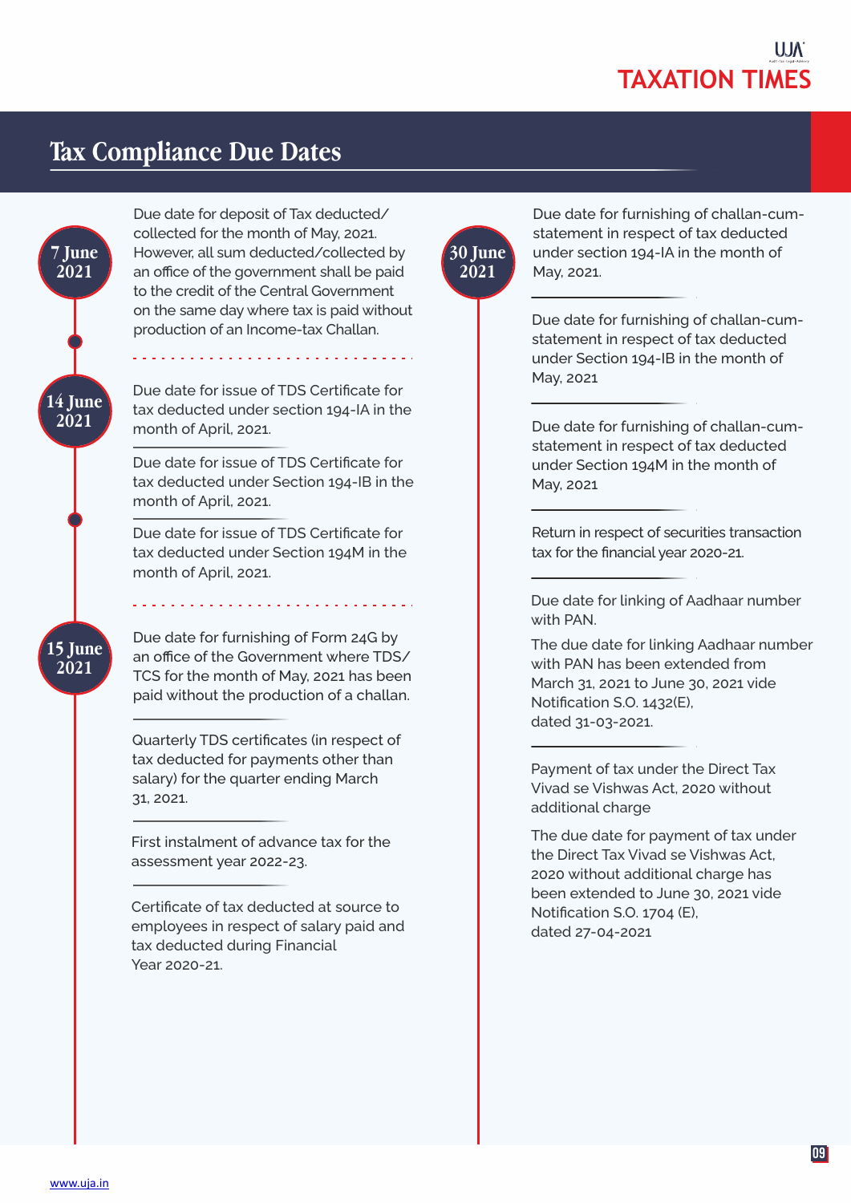# Tax Compliance Due Dates

### 7 June 2021

Due date for deposit of Tax deducted/collected for the month of May, 2021. However, all sum deducted/collected by an office of the government shall be paid to the credit of the Central Government on the same day where tax is paid without production of an Income-tax Challan.

### 14 June 2021

Due date for issue of TDS Certificate for tax deducted under section 194-IA in the month of April, 2021.

Due date for issue of TDS Certificate for tax deducted under Section 194-IB in the month of April, 2021.

Due date for issue of TDS Certificate for tax deducted under Section 194M in the month of April, 2021.

### 15 June 2021

Due date for furnishing of Form 24G by an office of the Government where TDS/TCS for the month of May, 2021 has been paid without the production of a challan.

Quarterly TDS certificates (in respect of tax deducted for payments other than salary) for the quarter ending March 31, 2021.

First instalment of advance tax for the assessment year 2022-23.

Certificate of tax deducted at source to employees in respect of salary paid and tax deducted during Financial Year 2020-21.

### 30 June 2021

Due date for furnishing of challan-cum-statement in respect of tax deducted under section 194-IA in the month of May, 2021.

Due date for furnishing of challan-cum-statement in respect of tax deducted under Section 194-IB in the month of May, 2021

Due date for furnishing of challan-cum-statement in respect of tax deducted under Section 194M in the month of May, 2021

Return in respect of securities transaction tax for the financial year 2020-21.

Due date for linking of Aadhaar number with PAN.

The due date for linking Aadhaar number with PAN has been extended from March 31, 2021 to June 30, 2021 vide Notification S.O. 1432(E), dated 31-03-2021.

Payment of tax under the Direct Tax Vivad se Vishwas Act, 2020 without additional charge

The due date for payment of tax under the Direct Tax Vivad se Vishwas Act, 2020 without additional charge has been extended to June 30, 2021 vide Notification S.O. 1704 (E), dated 27-04-2021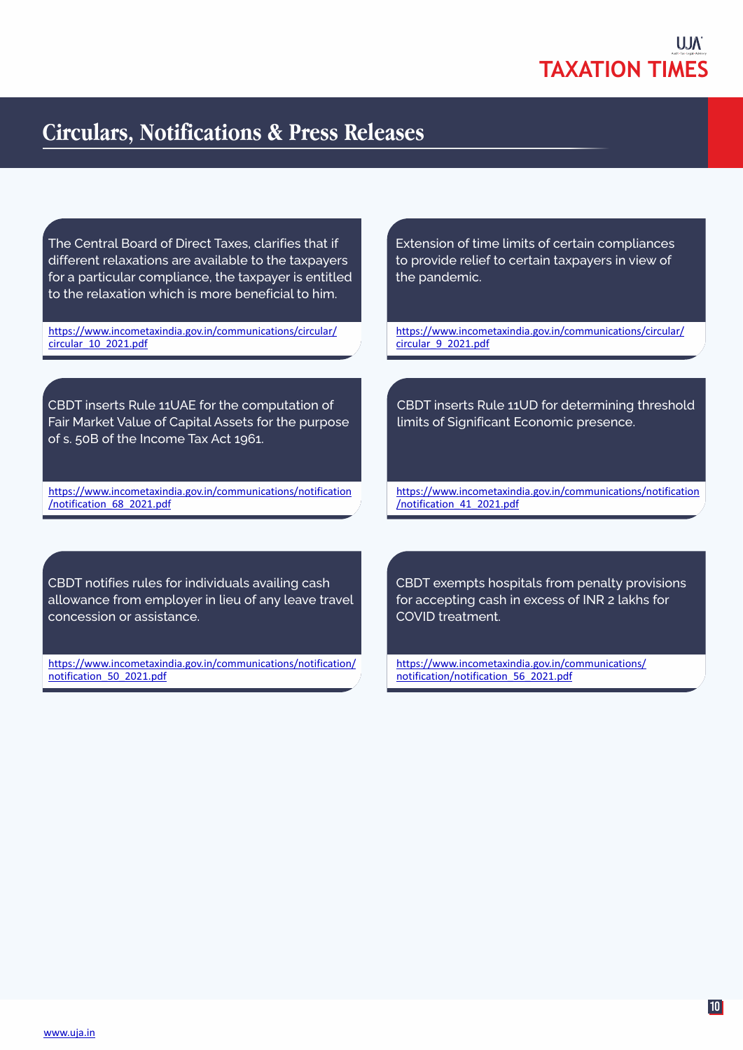# Circulars, Notifications & Press Releases

The Central Board of Direct Taxes, clarifies that if different relaxations are available to the taxpayers for a particular compliance, the taxpayer is entitled to the relaxation which is more beneficial to him.

https://www.incometaxindia.gov.in/communications/circular/circular_10_2021.pdf

Extension of time limits of certain compliances to provide relief to certain taxpayers in view of the pandemic.

https://www.incometaxindia.gov.in/communications/circular/circular_9_2021.pdf

CBDT inserts Rule 11UAE for the computation of Fair Market Value of Capital Assets for the purpose of s. 50B of the Income Tax Act 1961.

https://www.incometaxindia.gov.in/communications/notification/notification_68_2021.pdf

CBDT inserts Rule 11UD for determining threshold limits of Significant Economic presence.

https://www.incometaxindia.gov.in/communications/notification/notification_41_2021.pdf

CBDT notifies rules for individuals availing cash allowance from employer in lieu of any leave travel concession or assistance.

https://www.incometaxindia.gov.in/communications/notification/notification_50_2021.pdf

CBDT exempts hospitals from penalty provisions for accepting cash in excess of INR 2 lakhs for COVID treatment.

https://www.incometaxindia.gov.in/communications/notification/notification_56_2021.pdf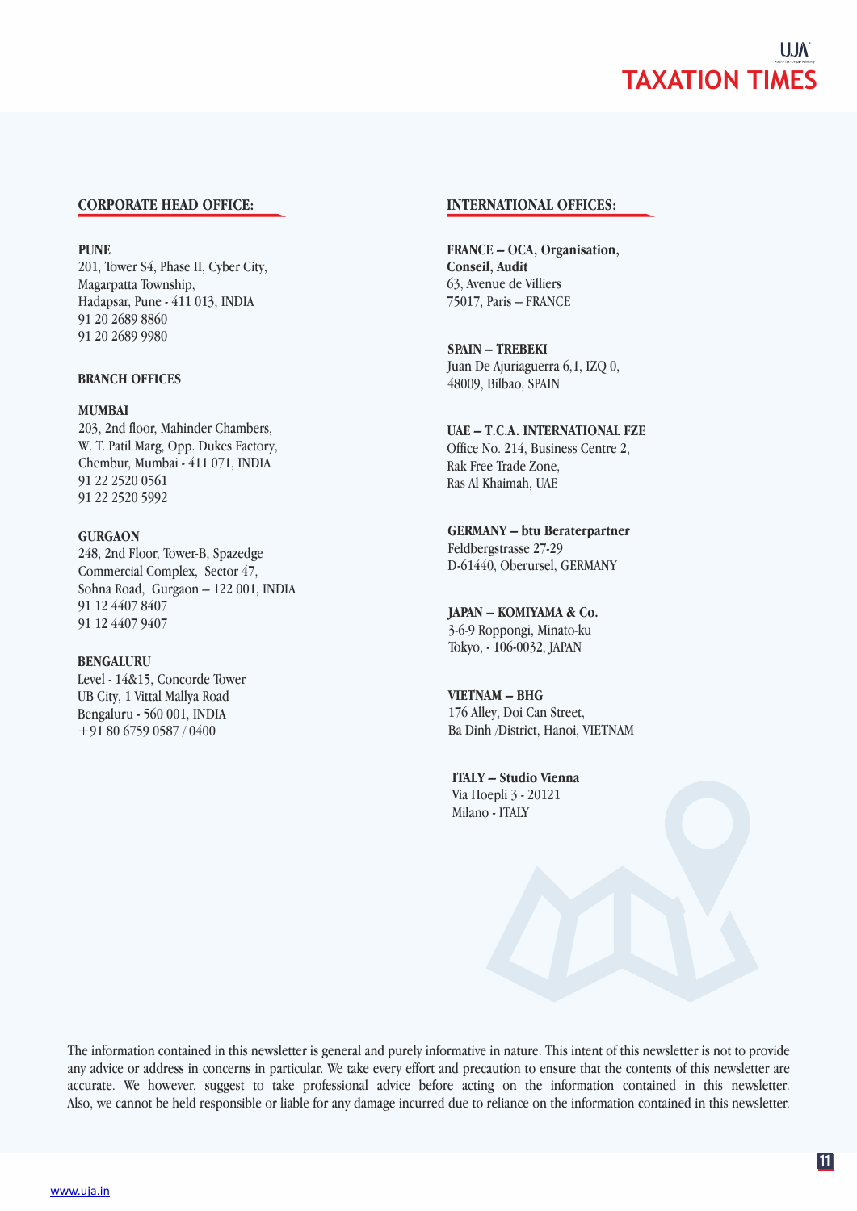## CORPORATE HEAD OFFICE:

**PUNE**
201, Tower S4, Phase II, Cyber City,
Magarpatta Township,
Hadapsar, Pune - 411 013, INDIA
91 20 2689 8860
91 20 2689 9980

### BRANCH OFFICES

**MUMBAI**
203, 2nd floor, Mahinder Chambers,
W. T. Patil Marg, Opp. Dukes Factory,
Chembur, Mumbai - 411 071, INDIA
91 22 2520 0561
91 22 2520 5992

**GURGAON**
248, 2nd Floor, Tower-B, Spazedge
Commercial Complex, Sector 47,
Sohna Road, Gurgaon – 122 001, INDIA
91 12 4407 8407
91 12 4407 9407

**BENGALURU**
Level - 14&15, Concorde Tower
UB City, 1 Vittal Mallya Road
Bengaluru - 560 001, INDIA
+91 80 6759 0587 / 0400

## INTERNATIONAL OFFICES:

**FRANCE – OCA, Organisation, Conseil, Audit**
63, Avenue de Villiers
75017, Paris – FRANCE

**SPAIN – TREBEKI**
Juan De Ajuriaguerra 6,1, IZQ 0,
48009, Bilbao, SPAIN

**UAE – T.C.A. INTERNATIONAL FZE**
Office No. 214, Business Centre 2,
Rak Free Trade Zone,
Ras Al Khaimah, UAE

**GERMANY – btu Beraterpartner**
Feldbergstrasse 27-29
D-61440, Oberursel, GERMANY

**JAPAN – KOMIYAMA & Co.**
3-6-9 Roppongi, Minato-ku
Tokyo, - 106-0032, JAPAN

**VIETNAM – BHG**
176 Alley, Doi Can Street,
Ba Dinh /District, Hanoi, VIETNAM

**ITALY – Studio Vienna**
Via Hoepli 3 - 20121
Milano - ITALY

The information contained in this newsletter is general and purely informative in nature. This intent of this newsletter is not to provide any advice or address in concerns in particular. We take every effort and precaution to ensure that the contents of this newsletter are accurate. We however, suggest to take professional advice before acting on the information contained in this newsletter. Also, we cannot be held responsible or liable for any damage incurred due to reliance on the information contained in this newsletter.